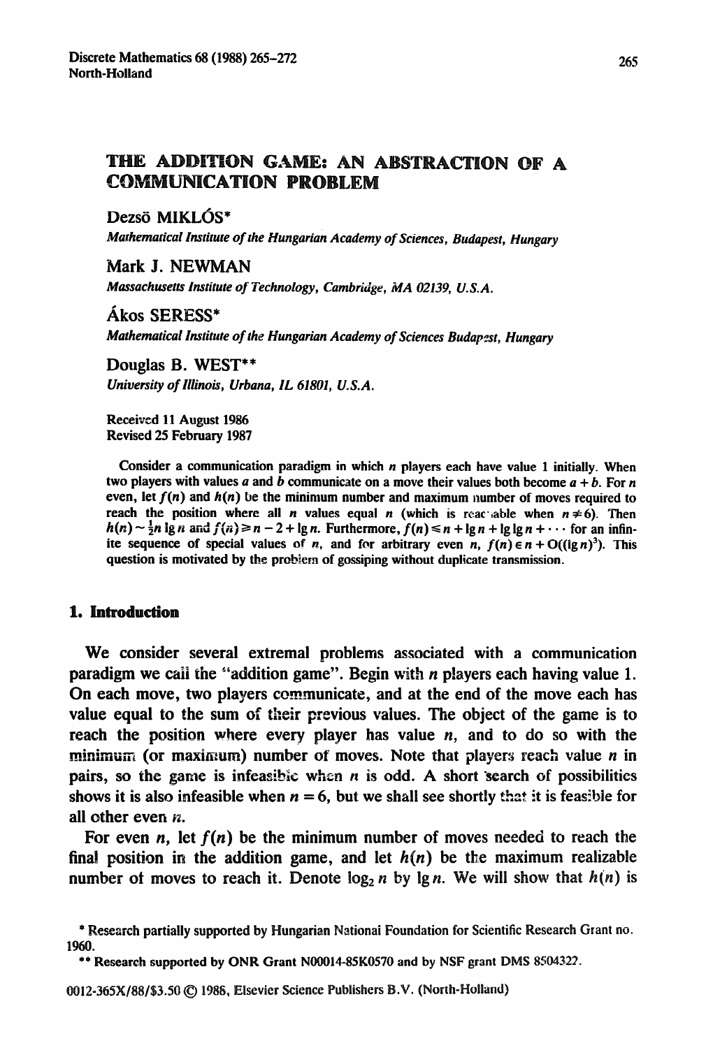# THE ADDITION GAME: AN ABSTRACTION OF A COMMUNICATION PROBLEM

Dezsö MIKLÓS*

*Mathematical Institute of the Hungarian Academy of Sciences, Budapest, Hungary*

Mark J. NEWMAN

*Massachusetts Institute of Technology, Cambridge, MA 02139, U.S.A.*

Ákos SERESS*

*Mathematical Institute of the Hungarian Academy of Sciences Budapest, Hungary*

Douglas B. WEST**

*University of Illinois, Urbana, IL 61801, U.S.A.*

Received 11 August 1986
Revised 25 February 1987

Consider a communication paradigm in which $n$ players each have value 1 initially. When two players with values $a$ and $b$ communicate on a move their values both become $a + b$. For $n$ even, let $f(n)$ and $h(n)$ be the minimum number and maximum number of moves required to reach the position where all $n$ values equal $n$ (which is reachable when $n \neq 6$). Then $h(n) \sim \frac{1}{2}n \lg n$ and $f(n) \geq n - 2 + \lg n$. Furthermore, $f(n) \leq n + \lg n + \lg \lg n + \cdots$ for an infinite sequence of special values of $n$, and for arbitrary even $n$, $f(n) \in n + O((\lg n)^3)$. This question is motivated by the problem of gossiping without duplicate transmission.

## 1. Introduction

We consider several extremal problems associated with a communication paradigm we call the "addition game". Begin with $n$ players each having value 1. On each move, two players communicate, and at the end of the move each has value equal to the sum of their previous values. The object of the game is to reach the position where every player has value $n$, and to do so with the minimum (or maximum) number of moves. Note that players reach value $n$ in pairs, so the game is infeasible when $n$ is odd. A short search of possibilities shows it is also infeasible when $n = 6$, but we shall see shortly that it is feasible for all other even $n$.

For even $n$, let $f(n)$ be the minimum number of moves needed to reach the final position in the addition game, and let $h(n)$ be the maximum realizable number of moves to reach it. Denote $\log_2 n$ by $\lg n$. We will show that $h(n)$ is

\* Research partially supported by Hungarian National Foundation for Scientific Research Grant no. 1960.

\*\* Research supported by ONR Grant N00014-85K0570 and by NSF grant DMS 8504322.

0012-365X/88/$3.50 © 1988, Elsevier Science Publishers B.V. (North-Holland)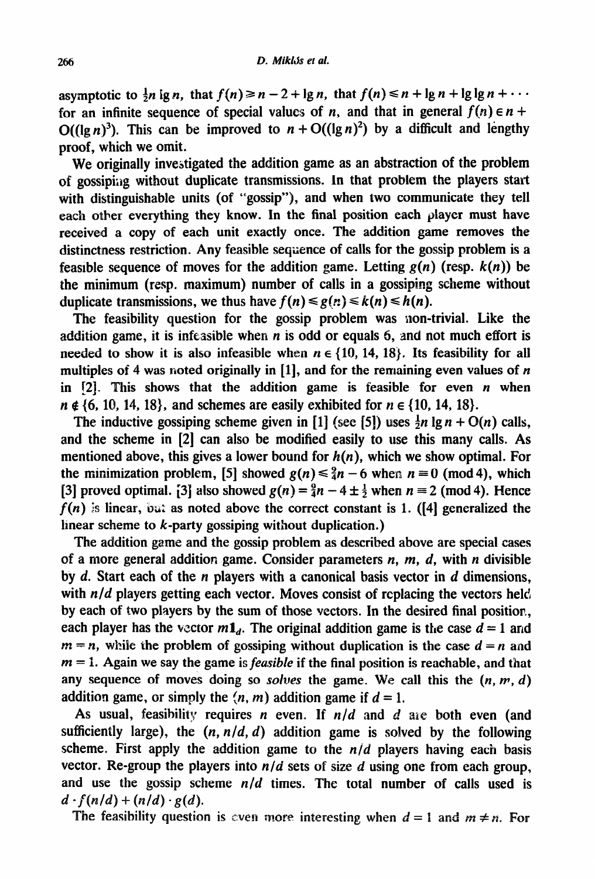asymptotic to $\frac{1}{2}n \lg n$, that $f(n) \geq n - 2 + \lg n$, that $f(n) \leq n + \lg n + \lg\lg n + \cdots$ for an infinite sequence of special values of $n$, and that in general $f(n) \in n + O((\lg n)^3)$. This can be improved to $n + O((\lg n)^2)$ by a difficult and lengthy proof, which we omit.

We originally investigated the addition game as an abstraction of the problem of gossiping without duplicate transmissions. In that problem the players start with distinguishable units (of "gossip"), and when two communicate they tell each other everything they know. In the final position each player must have received a copy of each unit exactly once. The addition game removes the distinctness restriction. Any feasible sequence of calls for the gossip problem is a feasible sequence of moves for the addition game. Letting $g(n)$ (resp. $k(n)$) be the minimum (resp. maximum) number of calls in a gossiping scheme without duplicate transmissions, we thus have $f(n) \leq g(n) \leq k(n) \leq h(n)$.

The feasibility question for the gossip problem was non-trivial. Like the addition game, it is infeasible when $n$ is odd or equals 6, and not much effort is needed to show it is also infeasible when $n \in \{10, 14, 18\}$. Its feasibility for all multiples of 4 was noted originally in [1], and for the remaining even values of $n$ in [2]. This shows that the addition game is feasible for even $n$ when $n \notin \{6, 10, 14, 18\}$, and schemes are easily exhibited for $n \in \{10, 14, 18\}$.

The inductive gossiping scheme given in [1] (see [5]) uses $\frac{1}{2}n \lg n + O(n)$ calls, and the scheme in [2] can also be modified easily to use this many calls. As mentioned above, this gives a lower bound for $h(n)$, which we show optimal. For the minimization problem, [5] showed $g(n) \leq \frac{9}{4}n - 6$ when $n \equiv 0 \pmod 4$, which [3] proved optimal. [3] also showed $g(n) = \frac{9}{4}n - 4 \pm \frac{1}{2}$ when $n \equiv 2 \pmod 4$. Hence $f(n)$ is linear, but as noted above the correct constant is 1. ([4] generalized the linear scheme to $k$-party gossiping without duplication.)

The addition game and the gossip problem as described above are special cases of a more general addition game. Consider parameters $n$, $m$, $d$, with $n$ divisible by $d$. Start each of the $n$ players with a canonical basis vector in $d$ dimensions, with $n/d$ players getting each vector. Moves consist of replacing the vectors held by each of two players by the sum of those vectors. In the desired final position, each player has the vector $m\mathbf{1}_d$. The original addition game is the case $d = 1$ and $m = n$, while the problem of gossiping without duplication is the case $d = n$ and $m = 1$. Again we say the game is *feasible* if the final position is reachable, and that any sequence of moves doing so *solves* the game. We call this the $(n, m, d)$ addition game, or simply the $(n, m)$ addition game if $d = 1$.

As usual, feasibility requires $n$ even. If $n/d$ and $d$ are both even (and sufficiently large), the $(n, n/d, d)$ addition game is solved by the following scheme. First apply the addition game to the $n/d$ players having each basis vector. Re-group the players into $n/d$ sets of size $d$ using one from each group, and use the gossip scheme $n/d$ times. The total number of calls used is $d \cdot f(n/d) + (n/d) \cdot g(d)$.

The feasibility question is even more interesting when $d = 1$ and $m \neq n$. For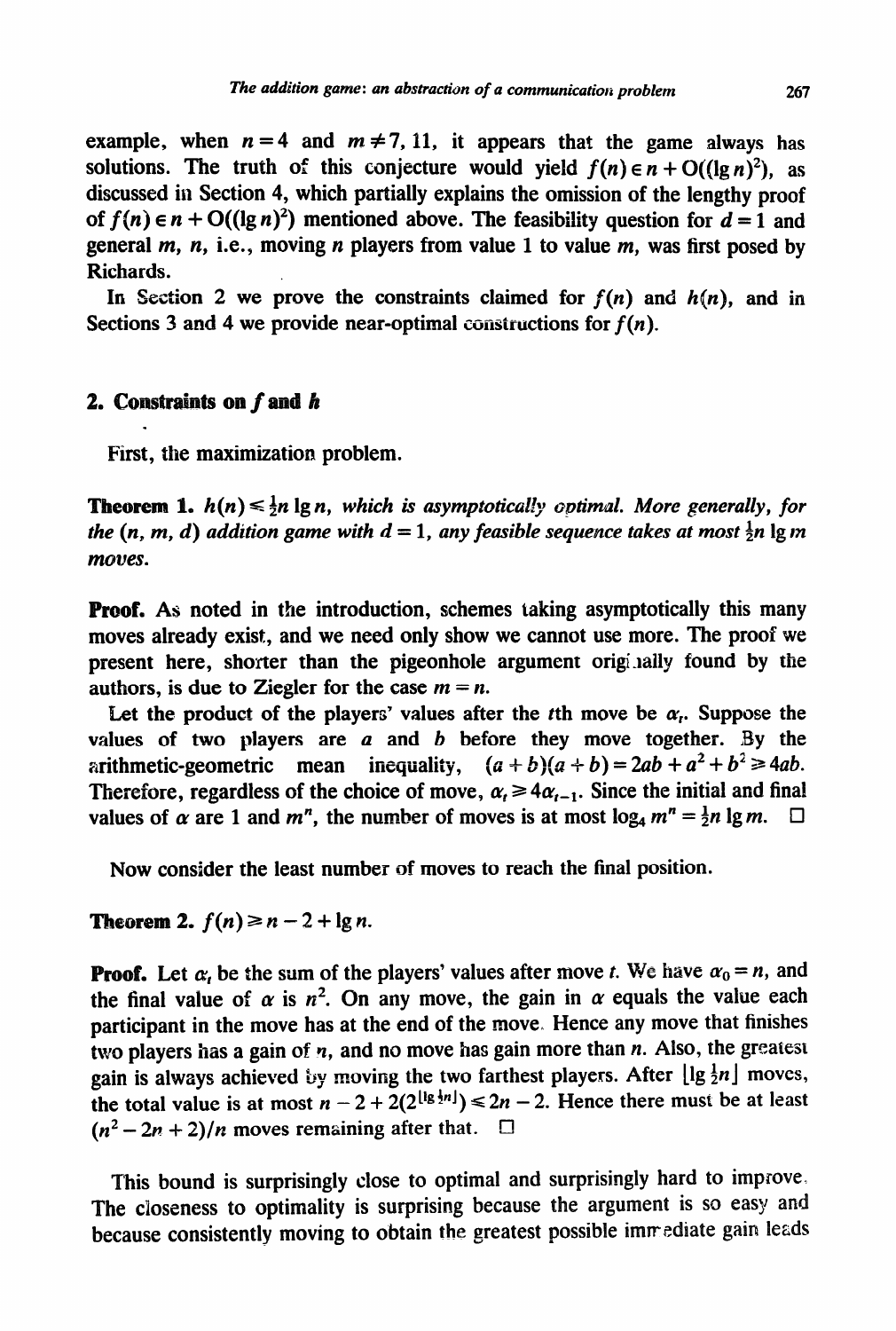example, when $n = 4$ and $m \neq 7, 11$, it appears that the game always has solutions. The truth of this conjecture would yield $f(n) \in n + O((\lg n)^2)$, as discussed in Section 4, which partially explains the omission of the lengthy proof of $f(n) \in n + O((\lg n)^2)$ mentioned above. The feasibility question for $d = 1$ and general $m$, $n$, i.e., moving $n$ players from value 1 to value $m$, was first posed by Richards.

In Section 2 we prove the constraints claimed for $f(n)$ and $h(n)$, and in Sections 3 and 4 we provide near-optimal constructions for $f(n)$.

## 2. Constraints on $f$ and $h$

First, the maximization problem.

**Theorem 1.** *$h(n) \leq \frac{1}{2}n \lg n$, which is asymptotically optimal. More generally, for the $(n, m, d)$ addition game with $d = 1$, any feasible sequence takes at most $\frac{1}{2}n \lg m$ moves.*

**Proof.** As noted in the introduction, schemes taking asymptotically this many moves already exist, and we need only show we cannot use more. The proof we present here, shorter than the pigeonhole argument originally found by the authors, is due to Ziegler for the case $m = n$.

Let the product of the players' values after the $t$th move be $\alpha_t$. Suppose the values of two players are $a$ and $b$ before they move together. By the arithmetic-geometric mean inequality, $(a + b)(a + b) = 2ab + a^2 + b^2 \geq 4ab$. Therefore, regardless of the choice of move, $\alpha_t \geq 4\alpha_{t-1}$. Since the initial and final values of $\alpha$ are 1 and $m^n$, the number of moves is at most $\log_4 m^n = \frac{1}{2}n \lg m$. □

Now consider the least number of moves to reach the final position.

**Theorem 2.** *$f(n) \geq n - 2 + \lg n$.*

**Proof.** Let $\alpha_t$ be the sum of the players' values after move $t$. We have $\alpha_0 = n$, and the final value of $\alpha$ is $n^2$. On any move, the gain in $\alpha$ equals the value each participant in the move has at the end of the move. Hence any move that finishes two players has a gain of $n$, and no move has gain more than $n$. Also, the greatest gain is always achieved by moving the two farthest players. After $\lfloor \lg \frac{1}{2}n \rfloor$ moves, the total value is at most $n - 2 + 2(2^{\lfloor \lg \frac{1}{2}n \rfloor}) \leq 2n - 2$. Hence there must be at least $(n^2 - 2n + 2)/n$ moves remaining after that. □

This bound is surprisingly close to optimal and surprisingly hard to improve. The closeness to optimality is surprising because the argument is so easy and because consistently moving to obtain the greatest possible immediate gain leads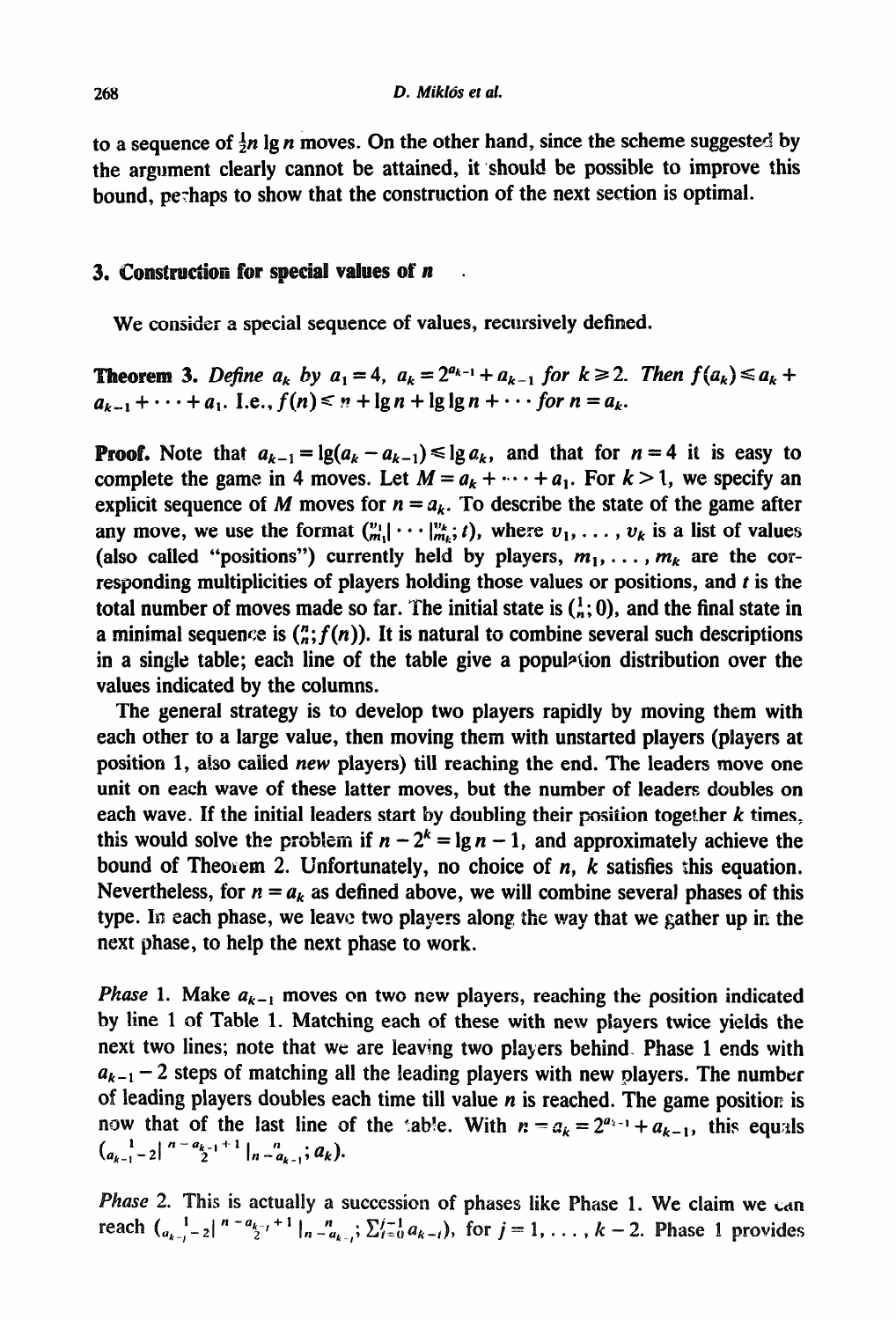to a sequence of $\frac{1}{2}n \lg n$ moves. On the other hand, since the scheme suggested by the argument clearly cannot be attained, it should be possible to improve this bound, perhaps to show that the construction of the next section is optimal.

## 3. Construction for special values of $n$

We consider a special sequence of values, recursively defined.

**Theorem 3.** *Define $a_k$ by $a_1 = 4$, $a_k = 2^{a_{k-1}} + a_{k-1}$ for $k \geq 2$. Then $f(a_k) \leq a_k + a_{k-1} + \cdots + a_1$. I.e., $f(n) \leq n + \lg n + \lg \lg n + \cdots$ for $n = a_k$.*

**Proof.** Note that $a_{k-1} = \lg(a_k - a_{k-1}) \leq \lg a_k$, and that for $n = 4$ it is easy to complete the game in 4 moves. Let $M = a_k + \cdots + a_1$. For $k > 1$, we specify an explicit sequence of $M$ moves for $n = a_k$. To describe the state of the game after any move, we use the format $(^{v_1}_{m_1}| \cdots |^{v_k}_{m_k}; t)$, where $v_1, \ldots, v_k$ is a list of values (also called "positions") currently held by players, $m_1, \ldots, m_k$ are the corresponding multiplicities of players holding those values or positions, and $t$ is the total number of moves made so far. The initial state is $(^1_n; 0)$, and the final state in a minimal sequence is $(^n_n; f(n))$. It is natural to combine several such descriptions in a single table; each line of the table give a population distribution over the values indicated by the columns.

The general strategy is to develop two players rapidly by moving them with each other to a large value, then moving them with unstarted players (players at position 1, also called *new* players) till reaching the end. The leaders move one unit on each wave of these latter moves, but the number of leaders doubles on each wave. If the initial leaders start by doubling their position together $k$ times, this would solve the problem if $n - 2^k = \lg n - 1$, and approximately achieve the bound of Theorem 2. Unfortunately, no choice of $n$, $k$ satisfies this equation. Nevertheless, for $n = a_k$ as defined above, we will combine several phases of this type. In each phase, we leave two players along the way that we gather up in the next phase, to help the next phase to work.

*Phase* 1. Make $a_{k-1}$ moves on two new players, reaching the position indicated by line 1 of Table 1. Matching each of these with new players twice yields the next two lines; note that we are leaving two players behind. Phase 1 ends with $a_{k-1} - 2$ steps of matching all the leading players with new players. The number of leading players doubles each time till value $n$ is reached. The game position is now that of the last line of the table. With $n = a_k = 2^{a_{k-1}} + a_{k-1}$, this equals $(^1_{a_{k-1}-2}|^{\frac{n-a_{k-1}+1}{2}}|^{n}_{n-a_{k-1}}; a_k)$.

*Phase* 2. This is actually a succession of phases like Phase 1. We claim we can reach $(^1_{a_{k-j}-2}|^{\frac{n-a_{k-j}+1}{2}}|^{n}_{n-a_{k-j}}; \sum_{i=0}^{j-1} a_{k-i})$, for $j = 1, \ldots, k-2$. Phase 1 provides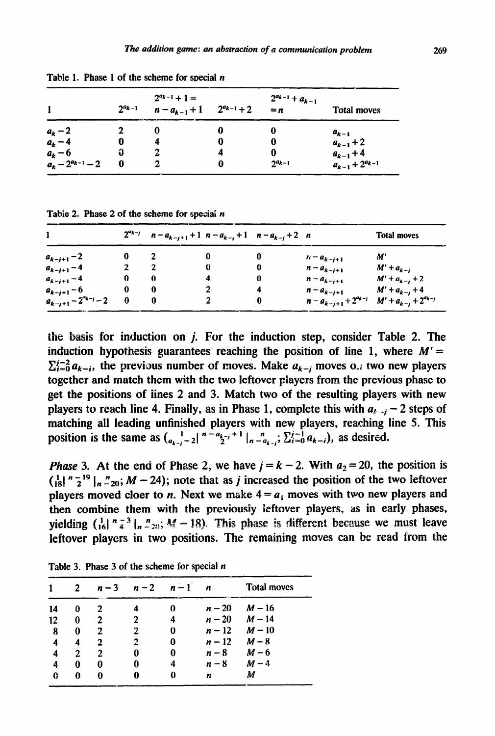Table 1. Phase 1 of the scheme for special $n$

| 1 | $2^{a_{k-1}}$ | $2^{a_{k-1}}+1=$ $n-a_{k-1}+1$ | $2^{a_{k-1}}+2$ | $2^{a_{k-1}}+a_{k-1}$ $=n$ | Total moves |
|---|---|---|---|---|---|
| $a_k-2$ | 2 | 0 | 0 | 0 | $a_{k-1}$ |
| $a_k-4$ | 0 | 4 | 0 | 0 | $a_{k-1}+2$ |
| $a_k-6$ | 0 | 2 | 4 | 0 | $a_{k-1}+4$ |
| $a_k-2^{a_{k-1}}-2$ | 0 | 2 | 0 | $2^{a_{k-1}}$ | $a_{k-1}+2^{a_{k-1}}$ |

Table 2. Phase 2 of the scheme for special $n$

| 1 | $2^{a_{k-j}}$ | $n-a_{k-j+1}+1$ | $n-a_{k-j}+1$ | $n-a_{k-j}+2$ | $n$ | Total moves |
|---|---|---|---|---|---|---|
| $a_{k-j+1}-2$ | 0 | 2 | 0 | 0 | $n-a_{k-j+1}$ | $M'$ |
| $a_{k-j+1}-4$ | 2 | 2 | 0 | 0 | $n-a_{k-j+1}$ | $M'+a_{k-j}$ |
| $a_{k-j+1}-4$ | 0 | 0 | 4 | 0 | $n-a_{k-j+1}$ | $M'+a_{k-j}+2$ |
| $a_{k-j+1}-6$ | 0 | 0 | 2 | 4 | $n-a_{k-j+1}$ | $M'+a_{k-j}+4$ |
| $a_{k-j+1}-2^{a_{k-j}}-2$ | 0 | 0 | 2 | 0 | $n-a_{k-j+1}+2^{a_{k-j}}$ | $M'+a_{k-j}+2^{a_{k-j}}$ |

the basis for induction on $j$. For the induction step, consider Table 2. The induction hypothesis guarantees reaching the position of line 1, where $M'=\sum_{i=0}^{j-2}a_{k-i}$, the previous number of moves. Make $a_{k-j}$ moves on two new players together and match them with the two leftover players from the previous phase to get the positions of lines 2 and 3. Match two of the resulting players with new players to reach line 4. Finally, as in Phase 1, complete this with $a_{k-j}-2$ steps of matching all leading unfinished players with new players, reaching line 5. This position is the same as $({}^{1}_{a_{k-j}-2}|\,{}^{n-a_{k-j}+1}_{2}\,|\,{}^{n}_{n-a_{k-j}};\,\sum_{i=0}^{j-1}a_{k-i})$, as desired.

*Phase* 3. At the end of Phase 2, we have $j=k-2$. With $a_2=20$, the position is $({}^{1}_{18}|\,{}^{n-19}_{2}\,|\,{}^{n}_{n-20};\,M-24)$; note that as $j$ increased the position of the two leftover players moved cloer to $n$. Next we make $4=a_1$ moves with two new players and then combine them with the previously leftover players, as in early phases, yielding $({}^{1}_{16}|\,{}^{n-3}_{4}\,|\,{}^{n}_{n-20};\,M-18)$. This phase is different because we must leave leftover players in two positions. The remaining moves can be read from the

Table 3. Phase 3 of the scheme for special $n$

| 1 | 2 | $n-3$ | $n-2$ | $n-1$ | $n$ | Total moves |
|---|---|---|---|---|---|---|
| 14 | 0 | 2 | 4 | 0 | $n-20$ | $M-16$ |
| 12 | 0 | 2 | 2 | 4 | $n-20$ | $M-14$ |
| 8 | 0 | 2 | 2 | 0 | $n-12$ | $M-10$ |
| 4 | 4 | 2 | 2 | 0 | $n-12$ | $M-8$ |
| 4 | 2 | 2 | 0 | 0 | $n-8$ | $M-6$ |
| 4 | 0 | 0 | 0 | 4 | $n-8$ | $M-4$ |
| 0 | 0 | 0 | 0 | 0 | $n$ | $M$ |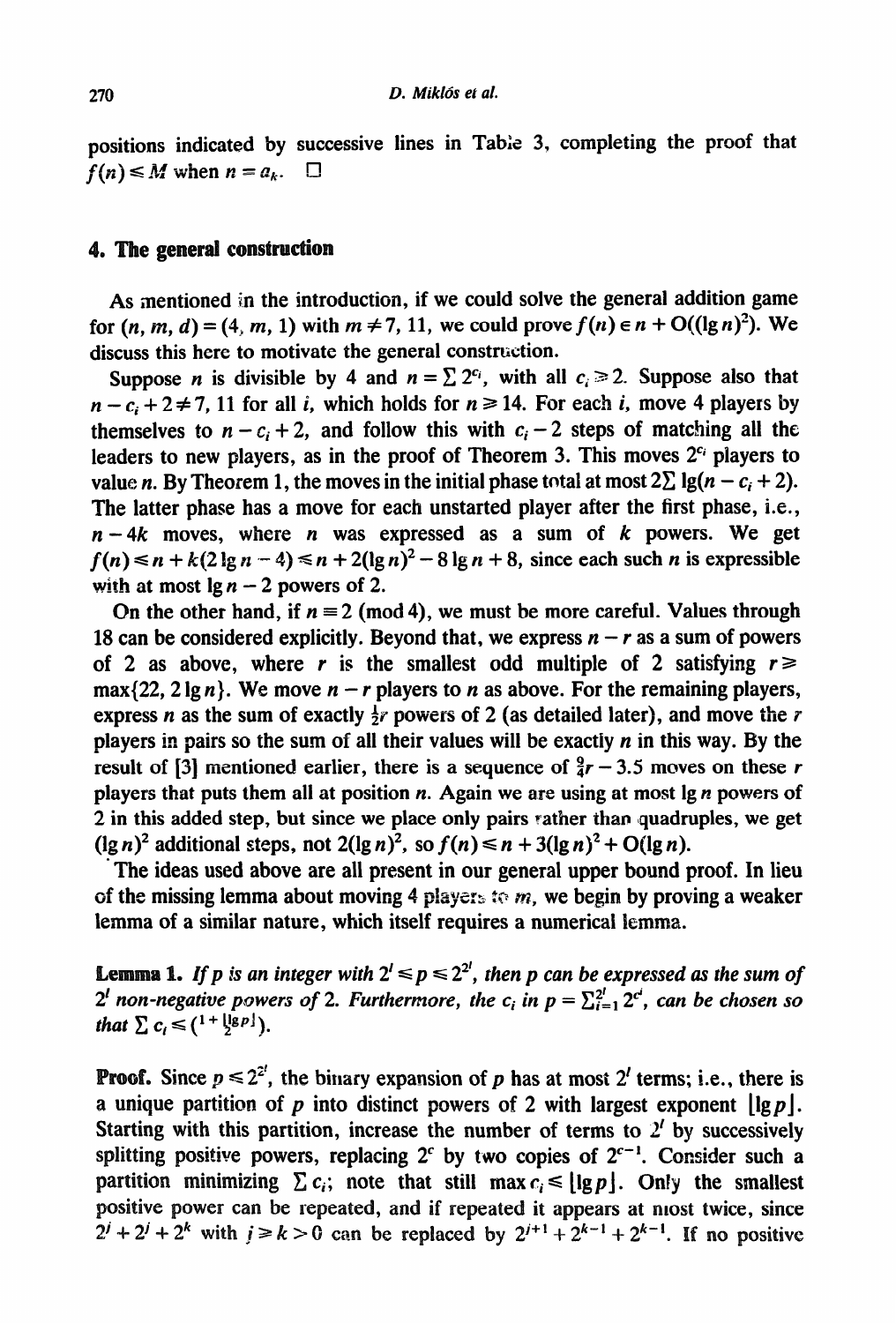positions indicated by successive lines in Table 3, completing the proof that $f(n) \leqslant M$ when $n = a_k$. $\square$

## 4. The general construction

As mentioned in the introduction, if we could solve the general addition game for $(n, m, d) = (4, m, 1)$ with $m \neq 7, 11$, we could prove $f(n) \in n + \mathrm{O}((\lg n)^2)$. We discuss this here to motivate the general construction.

Suppose $n$ is divisible by 4 and $n = \sum 2^{c_i}$, with all $c_i \geqslant 2$. Suppose also that $n - c_i + 2 \neq 7, 11$ for all $i$, which holds for $n \geqslant 14$. For each $i$, move 4 players by themselves to $n - c_i + 2$, and follow this with $c_i - 2$ steps of matching all the leaders to new players, as in the proof of Theorem 3. This moves $2^{c_i}$ players to value $n$. By Theorem 1, the moves in the initial phase total at most $2\sum \lg(n - c_i + 2)$. The latter phase has a move for each unstarted player after the first phase, i.e., $n - 4k$ moves, where $n$ was expressed as a sum of $k$ powers. We get $f(n) \leqslant n + k(2\lg n - 4) \leqslant n + 2(\lg n)^2 - 8\lg n + 8$, since each such $n$ is expressible with at most $\lg n - 2$ powers of 2.

On the other hand, if $n \equiv 2 \pmod 4$, we must be more careful. Values through 18 can be considered explicitly. Beyond that, we express $n - r$ as a sum of powers of 2 as above, where $r$ is the smallest odd multiple of 2 satisfying $r \geqslant \max\{22, 2\lg n\}$. We move $n - r$ players to $n$ as above. For the remaining players, express $n$ as the sum of exactly $\frac{1}{2}r$ powers of 2 (as detailed later), and move the $r$ players in pairs so the sum of all their values will be exactly $n$ in this way. By the result of [3] mentioned earlier, there is a sequence of $\frac{9}{4}r - 3.5$ moves on these $r$ players that puts them all at position $n$. Again we are using at most $\lg n$ powers of 2 in this added step, but since we place only pairs rather than quadruples, we get $(\lg n)^2$ additional steps, not $2(\lg n)^2$, so $f(n) \leqslant n + 3(\lg n)^2 + \mathrm{O}(\lg n)$.

The ideas used above are all present in our general upper bound proof. In lieu of the missing lemma about moving 4 players to $m$, we begin by proving a weaker lemma of a similar nature, which itself requires a numerical lemma.

**Lemma 1.** *If $p$ is an integer with $2^l \leqslant p \leqslant 2^{2^l}$, then $p$ can be expressed as the sum of $2^l$ non-negative powers of 2. Furthermore, the $c_i$ in $p = \sum_{i=1}^{2^l} 2^{c_i}$, can be chosen so that $\sum c_i \leqslant \binom{1+\lfloor \lg p \rfloor}{2}$.*

**Proof.** Since $p \leqslant 2^{2^l}$, the binary expansion of $p$ has at most $2^l$ terms; i.e., there is a unique partition of $p$ into distinct powers of 2 with largest exponent $\lfloor \lg p \rfloor$. Starting with this partition, increase the number of terms to $2^l$ by successively splitting positive powers, replacing $2^c$ by two copies of $2^{c-1}$. Consider such a partition minimizing $\sum c_i$; note that still $\max c_i \leqslant \lfloor \lg p \rfloor$. Only the smallest positive power can be repeated, and if repeated it appears at most twice, since $2^j + 2^j + 2^k$ with $j \geqslant k > 0$ can be replaced by $2^{j+1} + 2^{k-1} + 2^{k-1}$. If no positive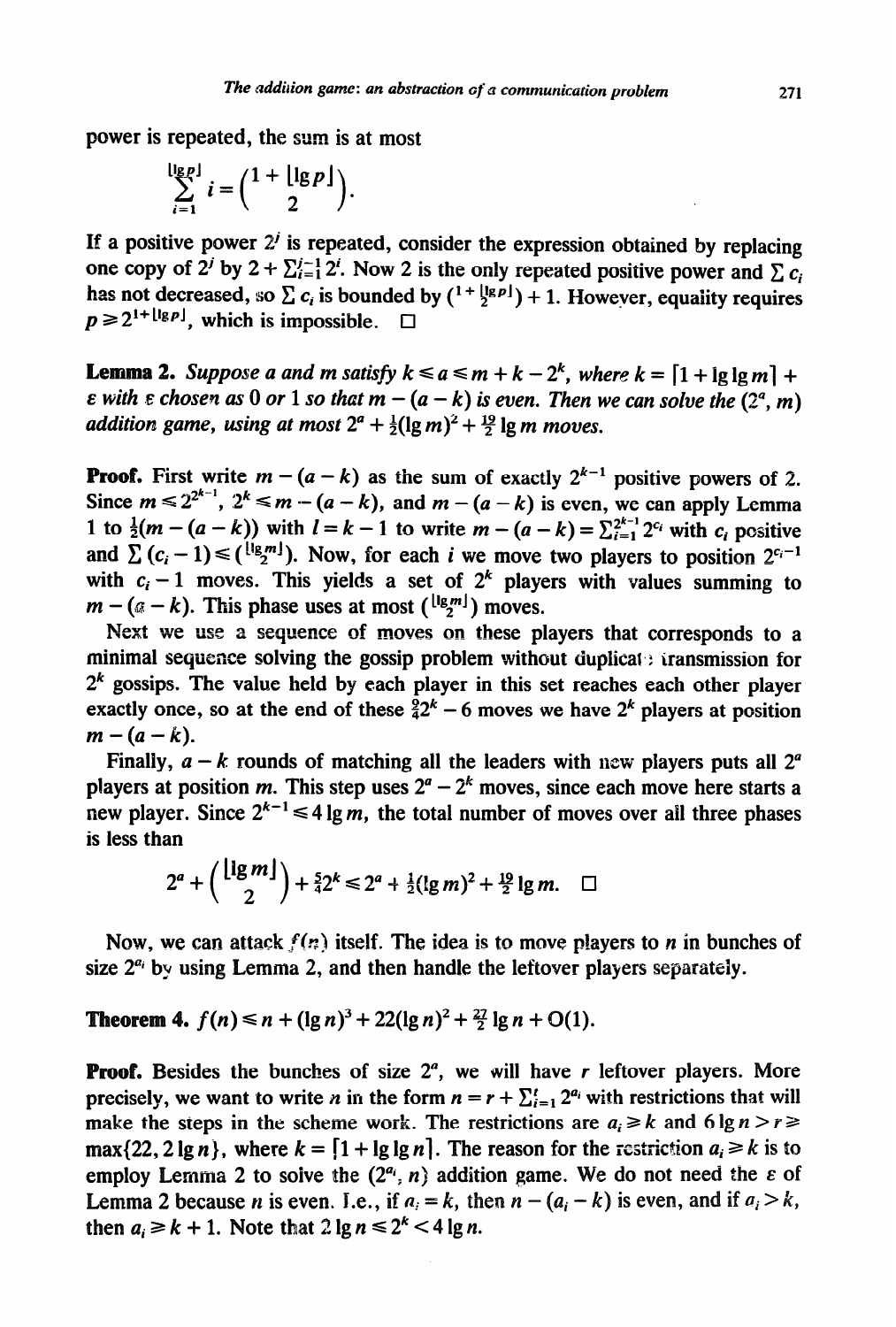power is repeated, the sum is at most

$$\sum_{i=1}^{\lfloor \lg p \rfloor} i = \binom{1+\lfloor \lg p \rfloor}{2}.$$

If a positive power $2^j$ is repeated, consider the expression obtained by replacing one copy of $2^j$ by $2 + \sum_{i=1}^{j-1} 2^i$. Now 2 is the only repeated positive power and $\sum c_i$ has not decreased, so $\sum c_i$ is bounded by $\binom{1+\lfloor \lg p \rfloor}{2} + 1$. However, equality requires $p \geq 2^{1+\lfloor \lg p \rfloor}$, which is impossible. $\square$

**Lemma 2.** *Suppose a and m satisfy $k \leq a \leq m + k - 2^k$, where $k = \lceil 1 + \lg \lg m \rceil + \varepsilon$ with $\varepsilon$ chosen as 0 or 1 so that $m - (a-k)$ is even. Then we can solve the $(2^a, m)$ addition game, using at most $2^a + \frac{1}{2}(\lg m)^2 + \frac{19}{2} \lg m$ moves.*

**Proof.** First write $m - (a-k)$ as the sum of exactly $2^{k-1}$ positive powers of 2. Since $m \leq 2^{2^{k-1}}$, $2^k \leq m - (a-k)$, and $m - (a-k)$ is even, we can apply Lemma 1 to $\frac{1}{2}(m-(a-k))$ with $l = k-1$ to write $m - (a-k) = \sum_{i=1}^{2^{k-1}} 2^{c_i}$ with $c_i$ positive and $\sum (c_i - 1) \leq \binom{\lfloor \lg m \rfloor}{2}$. Now, for each $i$ we move two players to position $2^{c_i - 1}$ with $c_i - 1$ moves. This yields a set of $2^k$ players with values summing to $m - (a-k)$. This phase uses at most $\binom{\lfloor \lg m \rfloor}{2}$ moves.

Next we use a sequence of moves on these players that corresponds to a minimal sequence solving the gossip problem without duplicate transmission for $2^k$ gossips. The value held by each player in this set reaches each other player exactly once, so at the end of these $\frac{9}{4}2^k - 6$ moves we have $2^k$ players at position $m - (a-k)$.

Finally, $a - k$ rounds of matching all the leaders with new players puts all $2^a$ players at position $m$. This step uses $2^a - 2^k$ moves, since each move here starts a new player. Since $2^{k-1} \leq 4 \lg m$, the total number of moves over all three phases is less than

$$2^a + \binom{\lfloor \lg m \rfloor}{2} + \tfrac{5}{4}2^k \leq 2^a + \tfrac{1}{2}(\lg m)^2 + \tfrac{19}{2} \lg m. \quad \square$$

Now, we can attack $f(n)$ itself. The idea is to move players to $n$ in bunches of size $2^{a_i}$ by using Lemma 2, and then handle the leftover players separately.

**Theorem 4.** $f(n) \leq n + (\lg n)^3 + 22(\lg n)^2 + \frac{27}{2} \lg n + O(1)$.

**Proof.** Besides the bunches of size $2^a$, we will have $r$ leftover players. More precisely, we want to write $n$ in the form $n = r + \sum_{i=1}^{t} 2^{a_i}$ with restrictions that will make the steps in the scheme work. The restrictions are $a_i \geq k$ and $6 \lg n > r \geq \max\{22, 2 \lg n\}$, where $k = \lceil 1 + \lg \lg n \rceil$. The reason for the restriction $a_i \geq k$ is to employ Lemma 2 to solve the $(2^{a_i}, n)$ addition game. We do not need the $\varepsilon$ of Lemma 2 because $n$ is even. I.e., if $a_i = k$, then $n - (a_i - k)$ is even, and if $a_i > k$, then $a_i \geq k+1$. Note that $2 \lg n \leq 2^k < 4 \lg n$.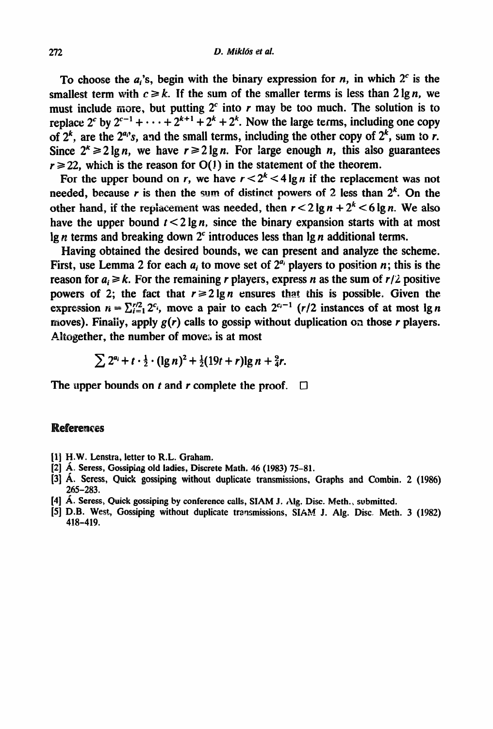To choose the $a_i$'s, begin with the binary expression for $n$, in which $2^c$ is the smallest term with $c \geq k$. If the sum of the smaller terms is less than $2\lg n$, we must include more, but putting $2^c$ into $r$ may be too much. The solution is to replace $2^c$ by $2^{c-1} + \cdots + 2^{k+1} + 2^k + 2^k$. Now the large terms, including one copy of $2^k$, are the $2^{a_i}$'s, and the small terms, including the other copy of $2^k$, sum to $r$. Since $2^k \geq 2\lg n$, we have $r \geq 2\lg n$. For large enough $n$, this also guarantees $r \geq 22$, which is the reason for O(1) in the statement of the theorem.

For the upper bound on $r$, we have $r < 2^k < 4\lg n$ if the replacement was not needed, because $r$ is then the sum of distinct powers of 2 less than $2^k$. On the other hand, if the replacement was needed, then $r < 2\lg n + 2^k < 6\lg n$. We also have the upper bound $t < 2\lg n$, since the binary expansion starts with at most $\lg n$ terms and breaking down $2^c$ introduces less than $\lg n$ additional terms.

Having obtained the desired bounds, we can present and analyze the scheme. First, use Lemma 2 for each $a_i$ to move set of $2^{a_i}$ players to position $n$; this is the reason for $a_i \geq k$. For the remaining $r$ players, express $n$ as the sum of $r/2$ positive powers of 2; the fact that $r \geq 2\lg n$ ensures that this is possible. Given the expression $n = \sum_{i=1}^{r/2} 2^{c_i}$, move a pair to each $2^{c_i - 1}$ ($r/2$ instances of at most $\lg n$ moves). Finally, apply $g(r)$ calls to gossip without duplication on those $r$ players. Altogether, the number of moves is at most

$$\sum 2^{a_i} + t \cdot \tfrac{1}{2} \cdot (\lg n)^2 + \tfrac{1}{2}(19t + r)\lg n + \tfrac{9}{4}r.$$

The upper bounds on $t$ and $r$ complete the proof. $\square$

## References

[1] H.W. Lenstra, letter to R.L. Graham.

[2] Á. Seress, Gossiping old ladies, Discrete Math. 46 (1983) 75–81.

[3] Á. Seress, Quick gossiping without duplicate transmissions, Graphs and Combin. 2 (1986) 265–283.

[4] Á. Seress, Quick gossiping by conference calls, SIAM J. Alg. Disc. Meth., submitted.

[5] D.B. West, Gossiping without duplicate transmissions, SIAM J. Alg. Disc. Meth. 3 (1982) 418–419.